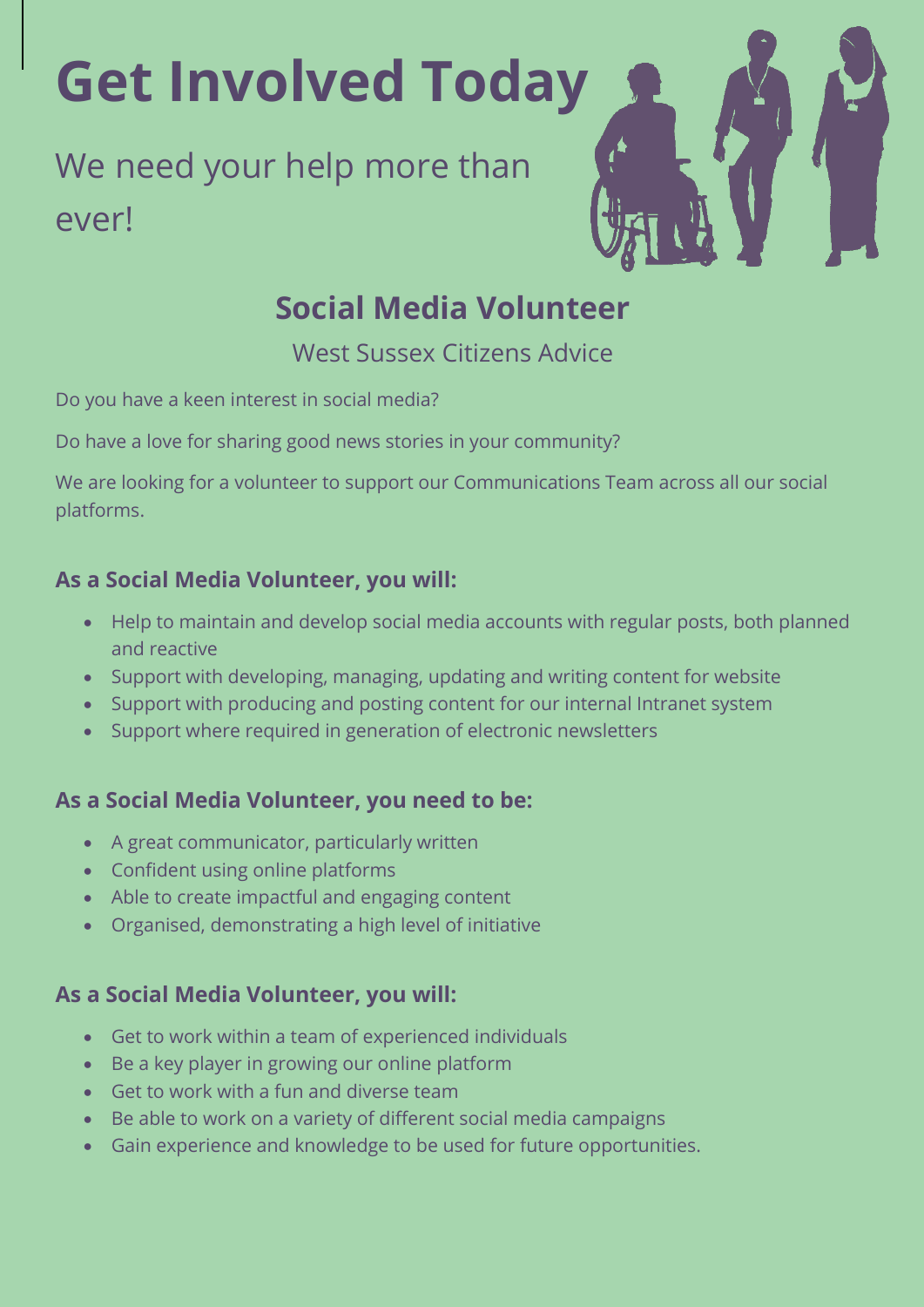# Get Involved Today

We need your help more than ever!

## Social Media Volunteer

West Sussex Citizens Advice

Do you have a keen interest in social media?

Do have a love for sharing good news stories in your community?

We are looking for a volunteer to support our Communications Team across all our social platforms.

### As a Social Media Volunteer, you will:

- Help to maintain and develop social media accounts with regular posts, both planned and reactive
- Support with developing, managing, updating and writing content for website
- Support with producing and posting content for our internal Intranet system
- Support where required in generation of electronic newsletters

### As a Social Media Volunteer, you need to be:

- A great communicator, particularly written
- Confident using online platforms
- Able to create impactful and engaging content
- Organised, demonstrating a high level of initiative

### As a Social Media Volunteer, you will:

- Get to work within a team of experienced individuals
- Be a key player in growing our online platform
- Get to work with a fun and diverse team
- Be able to work on a variety of different social media campaigns
- Gain experience and knowledge to be used for future opportunities.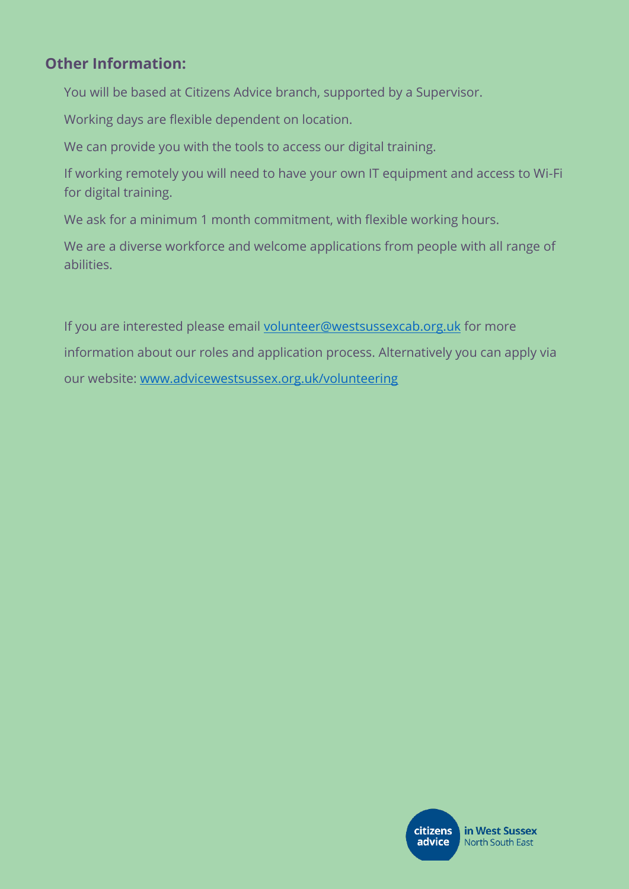## Other Information:

You will be based at Citizens Advice branch, supported by a Supervisor.

Working days are flexible dependent on location.

We can provide you with the tools to access our digital training.

If working remotely you will need to have your own IT equipment and access to Wi-Fi for digital training.

We ask for a minimum 1 month commitment, with flexible working hours.

We are a diverse workforce and welcome applications from people with all range of abilities.

If you are interested please email volunteer@westsussexcab.org.uk for more information about our roles and application process. Alternatively you can apply via our website: www.advicewestsussex.org.uk/volunteering

citizens advice in West Sussex North South East